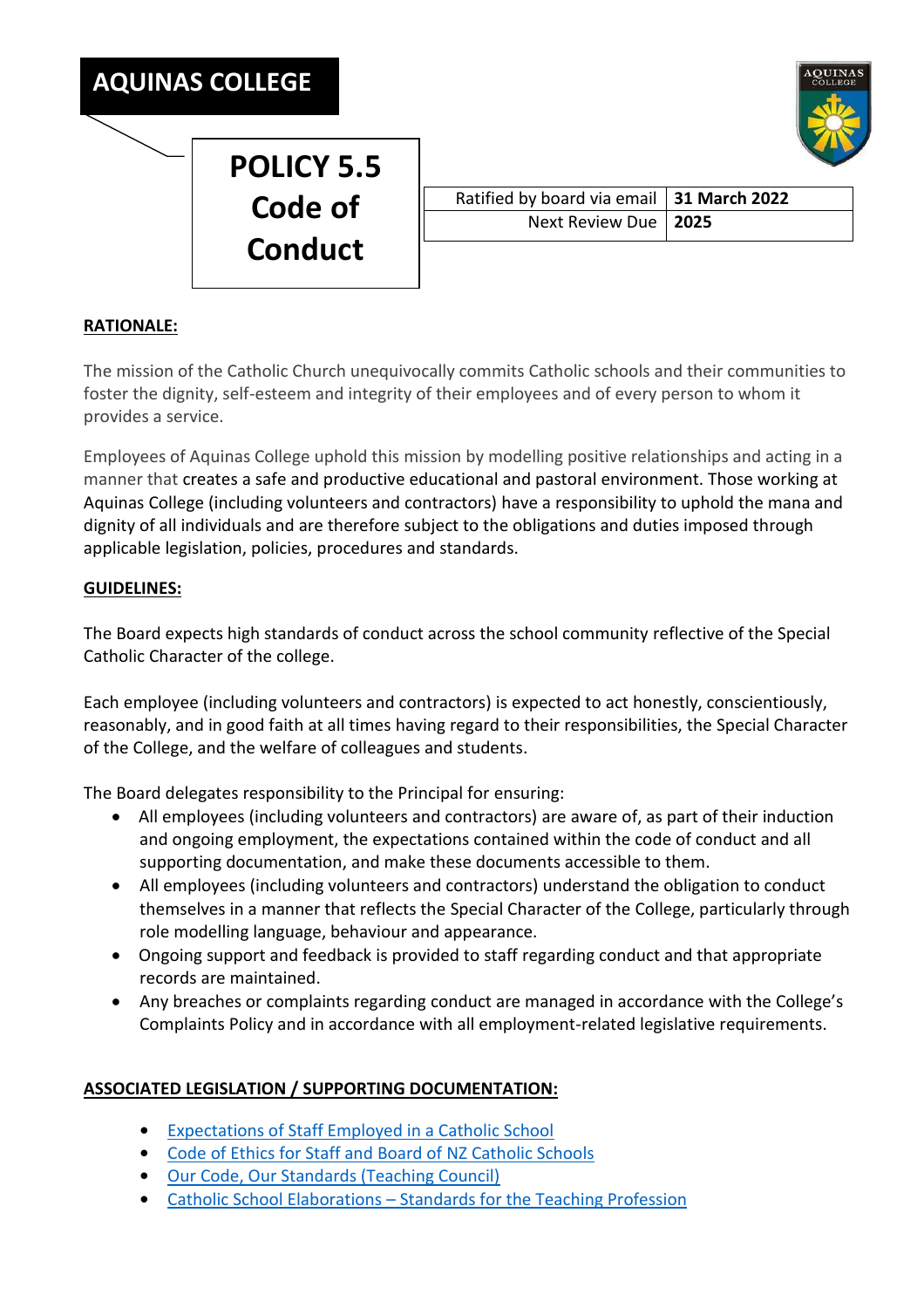# AQUINAS COLLEGE

## POLICY 5.5 Code of Conduct

| Ratified by board via email | 31 March 2022 |
|---|---|
| Next Review Due | 2025 |

**RATIONALE:**

The mission of the Catholic Church unequivocally commits Catholic schools and their communities to foster the dignity, self-esteem and integrity of their employees and of every person to whom it provides a service.

Employees of Aquinas College uphold this mission by modelling positive relationships and acting in a manner that creates a safe and productive educational and pastoral environment. Those working at Aquinas College (including volunteers and contractors) have a responsibility to uphold the mana and dignity of all individuals and are therefore subject to the obligations and duties imposed through applicable legislation, policies, procedures and standards.

**GUIDELINES:**

The Board expects high standards of conduct across the school community reflective of the Special Catholic Character of the college.

Each employee (including volunteers and contractors) is expected to act honestly, conscientiously, reasonably, and in good faith at all times having regard to their responsibilities, the Special Character of the College, and the welfare of colleagues and students.

The Board delegates responsibility to the Principal for ensuring:

- All employees (including volunteers and contractors) are aware of, as part of their induction and ongoing employment, the expectations contained within the code of conduct and all supporting documentation, and make these documents accessible to them.
- All employees (including volunteers and contractors) understand the obligation to conduct themselves in a manner that reflects the Special Character of the College, particularly through role modelling language, behaviour and appearance.
- Ongoing support and feedback is provided to staff regarding conduct and that appropriate records are maintained.
- Any breaches or complaints regarding conduct are managed in accordance with the College's Complaints Policy and in accordance with all employment-related legislative requirements.

**ASSOCIATED LEGISLATION / SUPPORTING DOCUMENTATION:**

- Expectations of Staff Employed in a Catholic School
- Code of Ethics for Staff and Board of NZ Catholic Schools
- Our Code, Our Standards (Teaching Council)
- Catholic School Elaborations – Standards for the Teaching Profession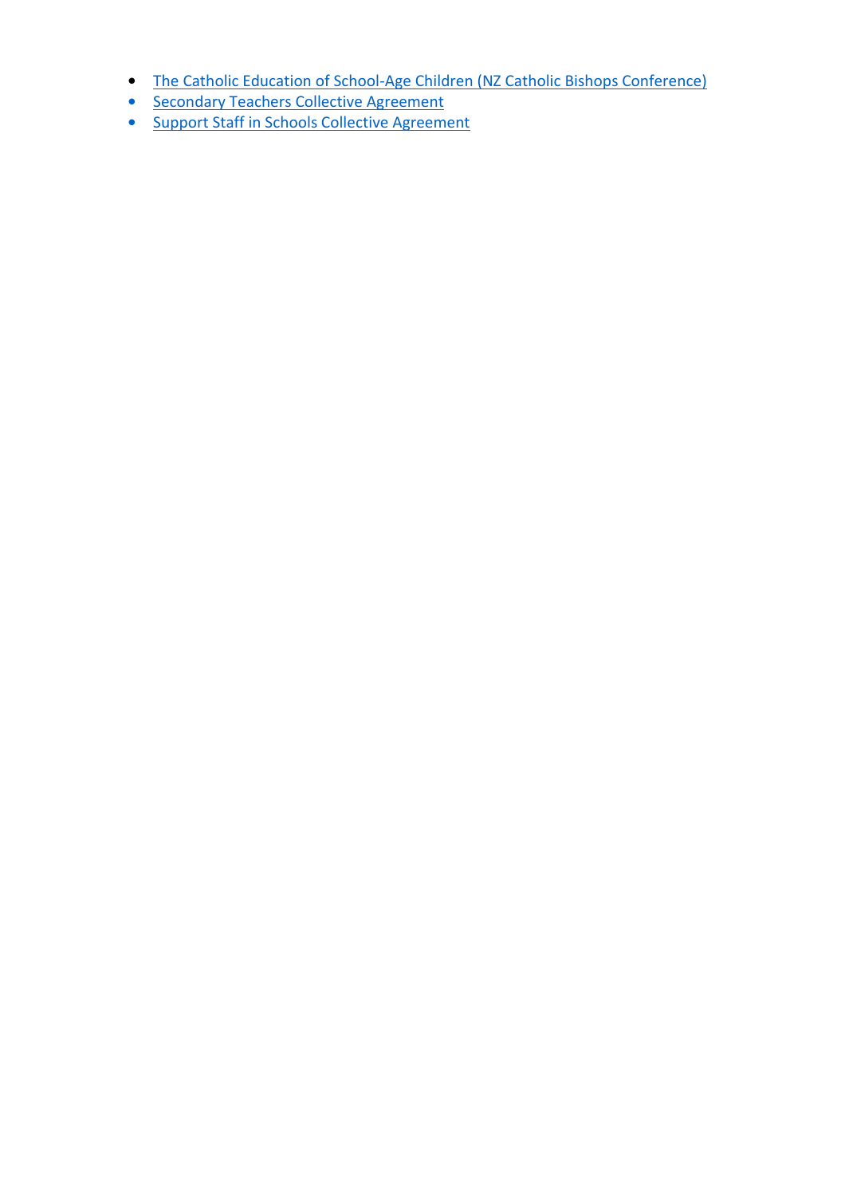- The Catholic Education of School-Age Children (NZ Catholic Bishops Conference)
- Secondary Teachers Collective Agreement
- Support Staff in Schools Collective Agreement